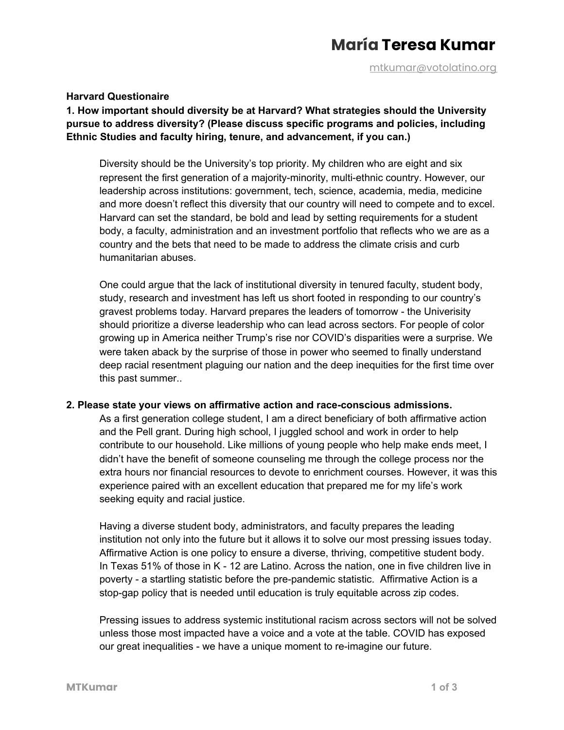# María Teresa Kumar

mtkumar@votolatino.org

**Harvard Questionaire**

**1. How important should diversity be at Harvard? What strategies should the University pursue to address diversity? (Please discuss specific programs and policies, including Ethnic Studies and faculty hiring, tenure, and advancement, if you can.)**

Diversity should be the University's top priority. My children who are eight and six represent the first generation of a majority-minority, multi-ethnic country. However, our leadership across institutions: government, tech, science, academia, media, medicine and more doesn't reflect this diversity that our country will need to compete and to excel. Harvard can set the standard, be bold and lead by setting requirements for a student body, a faculty, administration and an investment portfolio that reflects who we are as a country and the bets that need to be made to address the climate crisis and curb humanitarian abuses.

One could argue that the lack of institutional diversity in tenured faculty, student body, study, research and investment has left us short footed in responding to our country's gravest problems today. Harvard prepares the leaders of tomorrow - the Univerisity should prioritize a diverse leadership who can lead across sectors. For people of color growing up in America neither Trump's rise nor COVID's disparities were a surprise. We were taken aback by the surprise of those in power who seemed to finally understand deep racial resentment plaguing our nation and the deep inequities for the first time over this past summer..

**2. Please state your views on affirmative action and race-conscious admissions.**

As a first generation college student, I am a direct beneficiary of both affirmative action and the Pell grant. During high school, I juggled school and work in order to help contribute to our household. Like millions of young people who help make ends meet, I didn't have the benefit of someone counseling me through the college process nor the extra hours nor financial resources to devote to enrichment courses. However, it was this experience paired with an excellent education that prepared me for my life's work seeking equity and racial justice.

Having a diverse student body, administrators, and faculty prepares the leading institution not only into the future but it allows it to solve our most pressing issues today. Affirmative Action is one policy to ensure a diverse, thriving, competitive student body. In Texas 51% of those in K - 12 are Latino. Across the nation, one in five children live in poverty - a startling statistic before the pre-pandemic statistic. Affirmative Action is a stop-gap policy that is needed until education is truly equitable across zip codes.

Pressing issues to address systemic institutional racism across sectors will not be solved unless those most impacted have a voice and a vote at the table. COVID has exposed our great inequalities - we have a unique moment to re-imagine our future.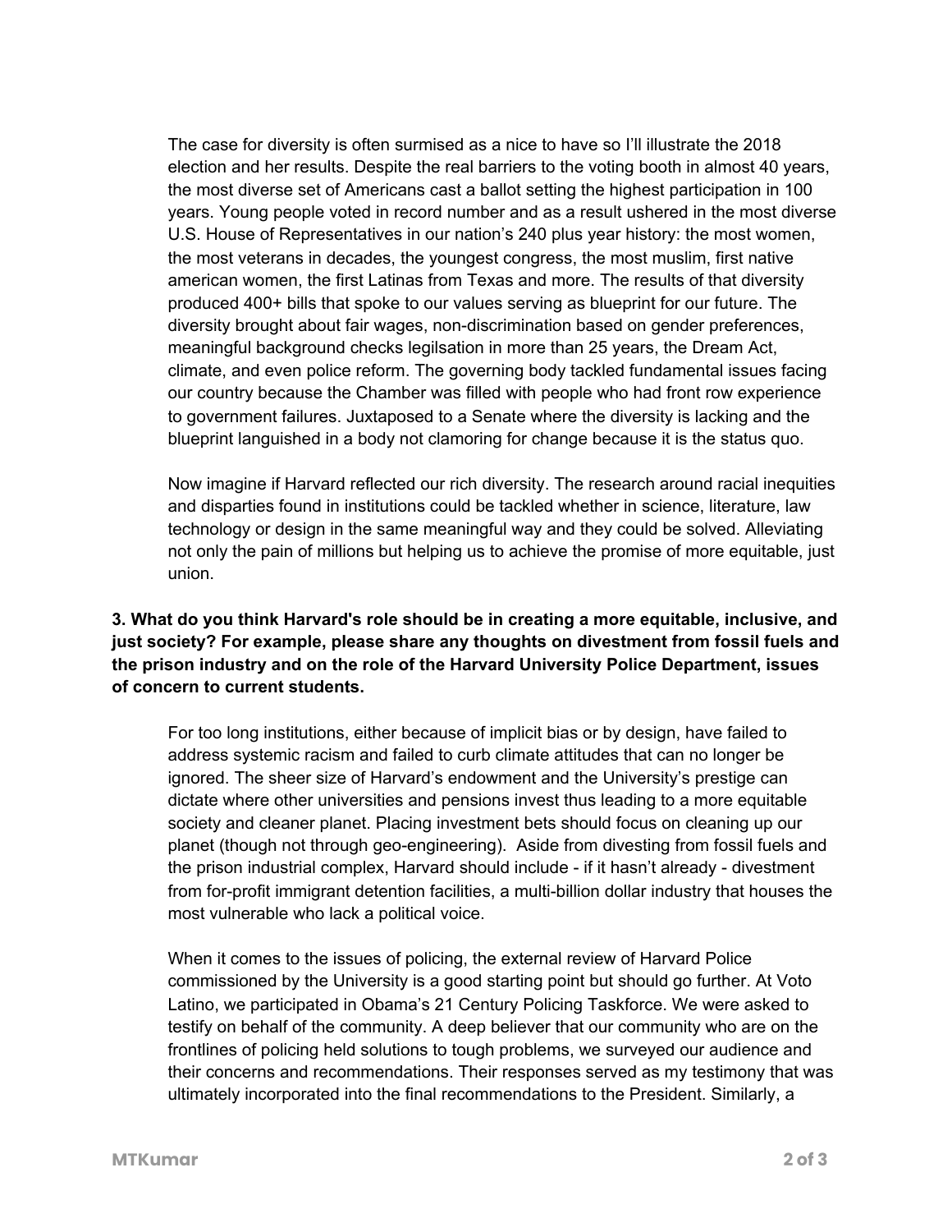The case for diversity is often surmised as a nice to have so I'll illustrate the 2018 election and her results. Despite the real barriers to the voting booth in almost 40 years, the most diverse set of Americans cast a ballot setting the highest participation in 100 years. Young people voted in record number and as a result ushered in the most diverse U.S. House of Representatives in our nation's 240 plus year history: the most women, the most veterans in decades, the youngest congress, the most muslim, first native american women, the first Latinas from Texas and more. The results of that diversity produced 400+ bills that spoke to our values serving as blueprint for our future. The diversity brought about fair wages, non-discrimination based on gender preferences, meaningful background checks legilsation in more than 25 years, the Dream Act, climate, and even police reform. The governing body tackled fundamental issues facing our country because the Chamber was filled with people who had front row experience to government failures. Juxtaposed to a Senate where the diversity is lacking and the blueprint languished in a body not clamoring for change because it is the status quo.

Now imagine if Harvard reflected our rich diversity. The research around racial inequities and disparities found in institutions could be tackled whether in science, literature, law technology or design in the same meaningful way and they could be solved. Alleviating not only the pain of millions but helping us to achieve the promise of more equitable, just union.

**3. What do you think Harvard's role should be in creating a more equitable, inclusive, and just society? For example, please share any thoughts on divestment from fossil fuels and the prison industry and on the role of the Harvard University Police Department, issues of concern to current students.**

For too long institutions, either because of implicit bias or by design, have failed to address systemic racism and failed to curb climate attitudes that can no longer be ignored. The sheer size of Harvard's endowment and the University's prestige can dictate where other universities and pensions invest thus leading to a more equitable society and cleaner planet. Placing investment bets should focus on cleaning up our planet (though not through geo-engineering). Aside from divesting from fossil fuels and the prison industrial complex, Harvard should include - if it hasn't already - divestment from for-profit immigrant detention facilities, a multi-billion dollar industry that houses the most vulnerable who lack a political voice.

When it comes to the issues of policing, the external review of Harvard Police commissioned by the University is a good starting point but should go further. At Voto Latino, we participated in Obama's 21 Century Policing Taskforce. We were asked to testify on behalf of the community. A deep believer that our community who are on the frontlines of policing held solutions to tough problems, we surveyed our audience and their concerns and recommendations. Their responses served as my testimony that was ultimately incorporated into the final recommendations to the President. Similarly, a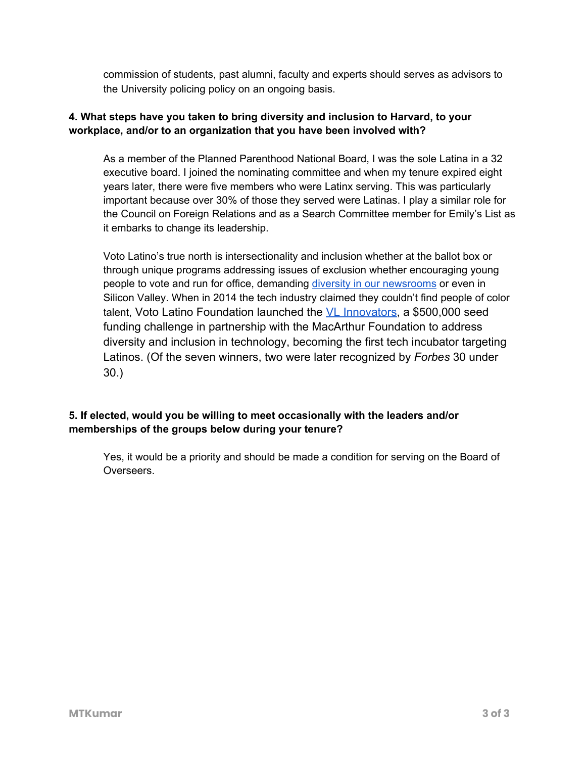commission of students, past alumni, faculty and experts should serves as advisors to the University policing policy on an ongoing basis.

**4. What steps have you taken to bring diversity and inclusion to Harvard, to your workplace, and/or to an organization that you have been involved with?**

As a member of the Planned Parenthood National Board, I was the sole Latina in a 32 executive board. I joined the nominating committee and when my tenure expired eight years later, there were five members who were Latinx serving. This was particularly important because over 30% of those they served were Latinas. I play a similar role for the Council on Foreign Relations and as a Search Committee member for Emily's List as it embarks to change its leadership.

Voto Latino's true north is intersectionality and inclusion whether at the ballot box or through unique programs addressing issues of exclusion whether encouraging young people to vote and run for office, demanding diversity in our newsrooms or even in Silicon Valley. When in 2014 the tech industry claimed they couldn't find people of color talent, Voto Latino Foundation launched the VL Innovators, a $500,000 seed funding challenge in partnership with the MacArthur Foundation to address diversity and inclusion in technology, becoming the first tech incubator targeting Latinos. (Of the seven winners, two were later recognized by *Forbes* 30 under 30.)

**5. If elected, would you be willing to meet occasionally with the leaders and/or memberships of the groups below during your tenure?**

Yes, it would be a priority and should be made a condition for serving on the Board of Overseers.